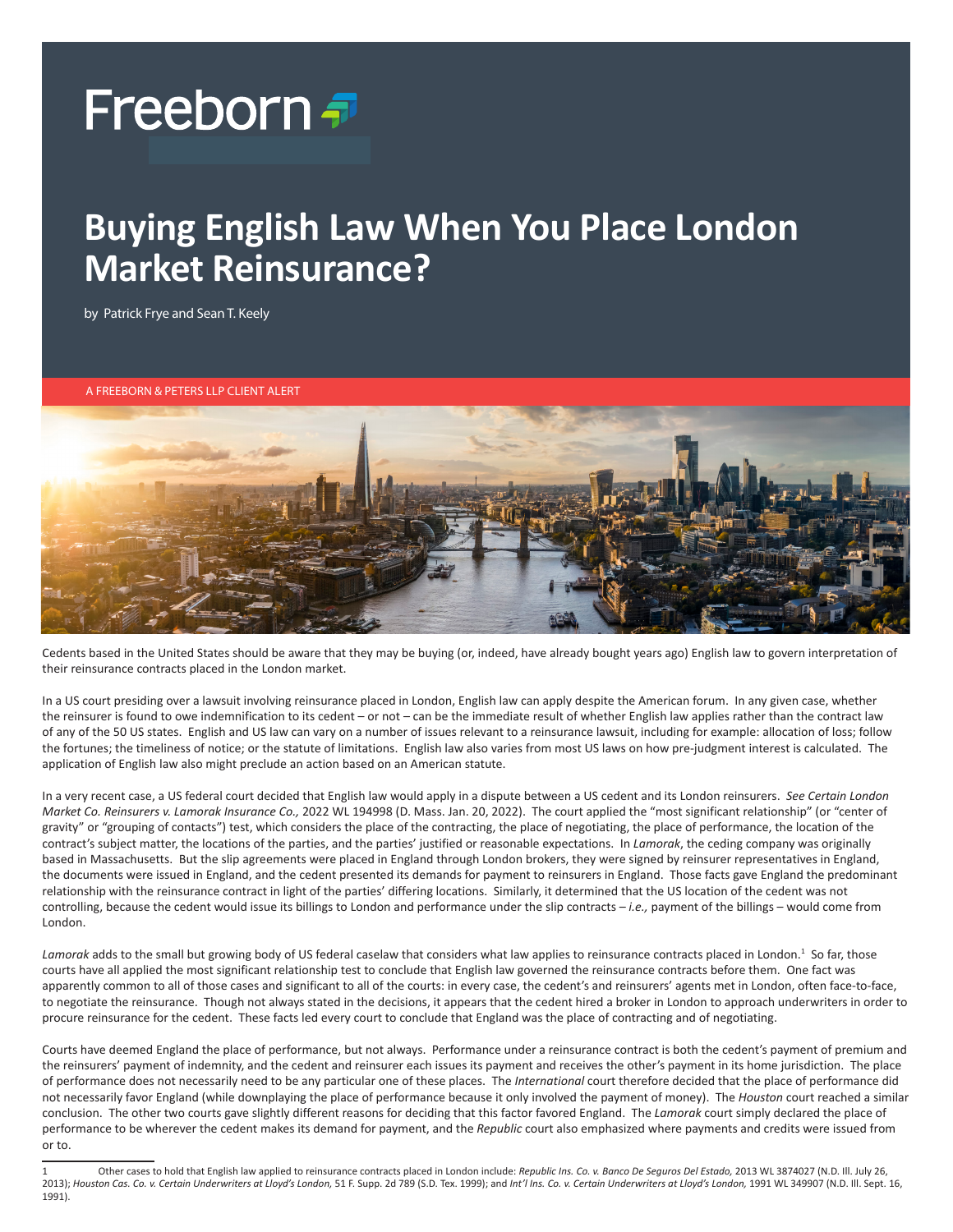Freeborn

# Buying English Law When You Place London Market Reinsurance?

by Patrick Frye and Sean T. Keely

A FREEBORN & PETERS LLP CLIENT ALERT

Cedents based in the United States should be aware that they may be buying (or, indeed, have already bought years ago) English law to govern interpretation of their reinsurance contracts placed in the London market.

In a US court presiding over a lawsuit involving reinsurance placed in London, English law can apply despite the American forum. In any given case, whether the reinsurer is found to owe indemnification to its cedent – or not – can be the immediate result of whether English law applies rather than the contract law of any of the 50 US states. English and US law can vary on a number of issues relevant to a reinsurance lawsuit, including for example: allocation of loss; follow the fortunes; the timeliness of notice; or the statute of limitations. English law also varies from most US laws on how pre-judgment interest is calculated. The application of English law also might preclude an action based on an American statute.

In a very recent case, a US federal court decided that English law would apply in a dispute between a US cedent and its London reinsurers. *See Certain London Market Co. Reinsurers v. Lamorak Insurance Co.,* 2022 WL 194998 (D. Mass. Jan. 20, 2022). The court applied the "most significant relationship" (or "center of gravity" or "grouping of contacts") test, which considers the place of the contracting, the place of negotiating, the place of performance, the location of the contract's subject matter, the locations of the parties, and the parties' justified or reasonable expectations. In *Lamorak*, the ceding company was originally based in Massachusetts. But the slip agreements were placed in England through London brokers, they were signed by reinsurer representatives in England, the documents were issued in England, and the cedent presented its demands for payment to reinsurers in England. Those facts gave England the predominant relationship with the reinsurance contract in light of the parties' differing locations. Similarly, it determined that the US location of the cedent was not controlling, because the cedent would issue its billings to London and performance under the slip contracts – *i.e.,* payment of the billings – would come from London.

*Lamorak* adds to the small but growing body of US federal caselaw that considers what law applies to reinsurance contracts placed in London.[1] So far, those courts have all applied the most significant relationship test to conclude that English law governed the reinsurance contracts before them. One fact was apparently common to all of those cases and significant to all of the courts: in every case, the cedent's and reinsurers' agents met in London, often face-to-face, to negotiate the reinsurance. Though not always stated in the decisions, it appears that the cedent hired a broker in London to approach underwriters in order to procure reinsurance for the cedent. These facts led every court to conclude that England was the place of contracting and of negotiating.

Courts have deemed England the place of performance, but not always. Performance under a reinsurance contract is both the cedent's payment of premium and the reinsurers' payment of indemnity, and the cedent and reinsurer each issues its payment and receives the other's payment in its home jurisdiction. The place of performance does not necessarily need to be any particular one of these places. The *International* court therefore decided that the place of performance did not necessarily favor England (while downplaying the place of performance because it only involved the payment of money). The *Houston* court reached a similar conclusion. The other two courts gave slightly different reasons for deciding that this factor favored England. The *Lamorak* court simply declared the place of performance to be wherever the cedent makes its demand for payment, and the *Republic* court also emphasized where payments and credits were issued from or to.

[1] Other cases to hold that English law applied to reinsurance contracts placed in London include: *Republic Ins. Co. v. Banco De Seguros Del Estado,* 2013 WL 3874027 (N.D. Ill. July 26, 2013); *Houston Cas. Co. v. Certain Underwriters at Lloyd's London,* 51 F. Supp. 2d 789 (S.D. Tex. 1999); and *Int'l Ins. Co. v. Certain Underwriters at Lloyd's London,* 1991 WL 349907 (N.D. Ill. Sept. 16, 1991).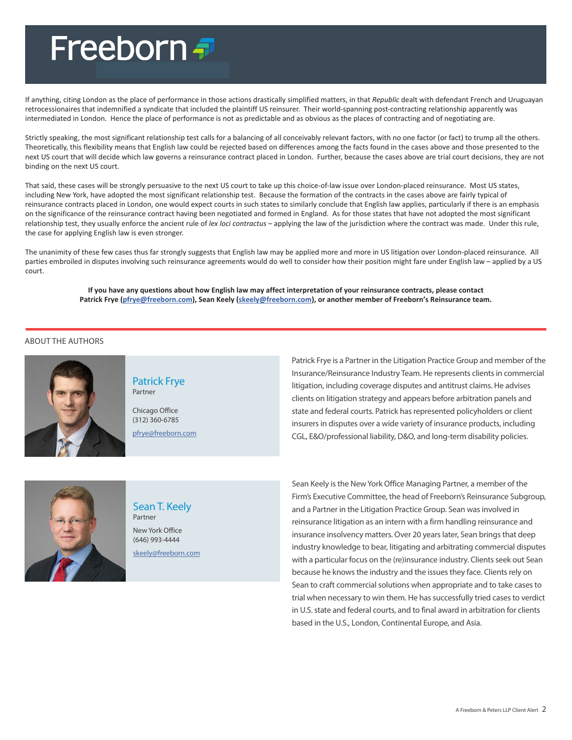If anything, citing London as the place of performance in those actions drastically simplified matters, in that *Republic* dealt with defendant French and Uruguayan retrocessionaires that indemnified a syndicate that included the plaintiff US reinsurer. Their world-spanning post-contracting relationship apparently was intermediated in London. Hence the place of performance is not as predictable and as obvious as the places of contracting and of negotiating are.

Strictly speaking, the most significant relationship test calls for a balancing of all conceivably relevant factors, with no one factor (or fact) to trump all the others. Theoretically, this flexibility means that English law could be rejected based on differences among the facts found in the cases above and those presented to the next US court that will decide which law governs a reinsurance contract placed in London. Further, because the cases above are trial court decisions, they are not binding on the next US court.

That said, these cases will be strongly persuasive to the next US court to take up this choice-of-law issue over London-placed reinsurance. Most US states, including New York, have adopted the most significant relationship test. Because the formation of the contracts in the cases above are fairly typical of reinsurance contracts placed in London, one would expect courts in such states to similarly conclude that English law applies, particularly if there is an emphasis on the significance of the reinsurance contract having been negotiated and formed in England. As for those states that have not adopted the most significant relationship test, they usually enforce the ancient rule of *lex loci contractus* – applying the law of the jurisdiction where the contract was made. Under this rule, the case for applying English law is even stronger.

The unanimity of these few cases thus far strongly suggests that English law may be applied more and more in US litigation over London-placed reinsurance. All parties embroiled in disputes involving such reinsurance agreements would do well to consider how their position might fare under English law – applied by a US court.

**If you have any questions about how English law may affect interpretation of your reinsurance contracts, please contact Patrick Frye (pfrye@freeborn.com), Sean Keely (skeely@freeborn.com), or another member of Freeborn's Reinsurance team.**

## ABOUT THE AUTHORS

### Patrick Frye
Partner

Chicago Office
(312) 360-6785
pfrye@freeborn.com

Patrick Frye is a Partner in the Litigation Practice Group and member of the Insurance/Reinsurance Industry Team. He represents clients in commercial litigation, including coverage disputes and antitrust claims. He advises clients on litigation strategy and appears before arbitration panels and state and federal courts. Patrick has represented policyholders or client insurers in disputes over a wide variety of insurance products, including CGL, E&O/professional liability, D&O, and long-term disability policies.

### Sean T. Keely
Partner

New York Office
(646) 993-4444
skeely@freeborn.com

Sean Keely is the New York Office Managing Partner, a member of the Firm's Executive Committee, the head of Freeborn's Reinsurance Subgroup, and a Partner in the Litigation Practice Group. Sean was involved in reinsurance litigation as an intern with a firm handling reinsurance and insurance insolvency matters. Over 20 years later, Sean brings that deep industry knowledge to bear, litigating and arbitrating commercial disputes with a particular focus on the (re)insurance industry. Clients seek out Sean because he knows the industry and the issues they face. Clients rely on Sean to craft commercial solutions when appropriate and to take cases to trial when necessary to win them. He has successfully tried cases to verdict in U.S. state and federal courts, and to final award in arbitration for clients based in the U.S., London, Continental Europe, and Asia.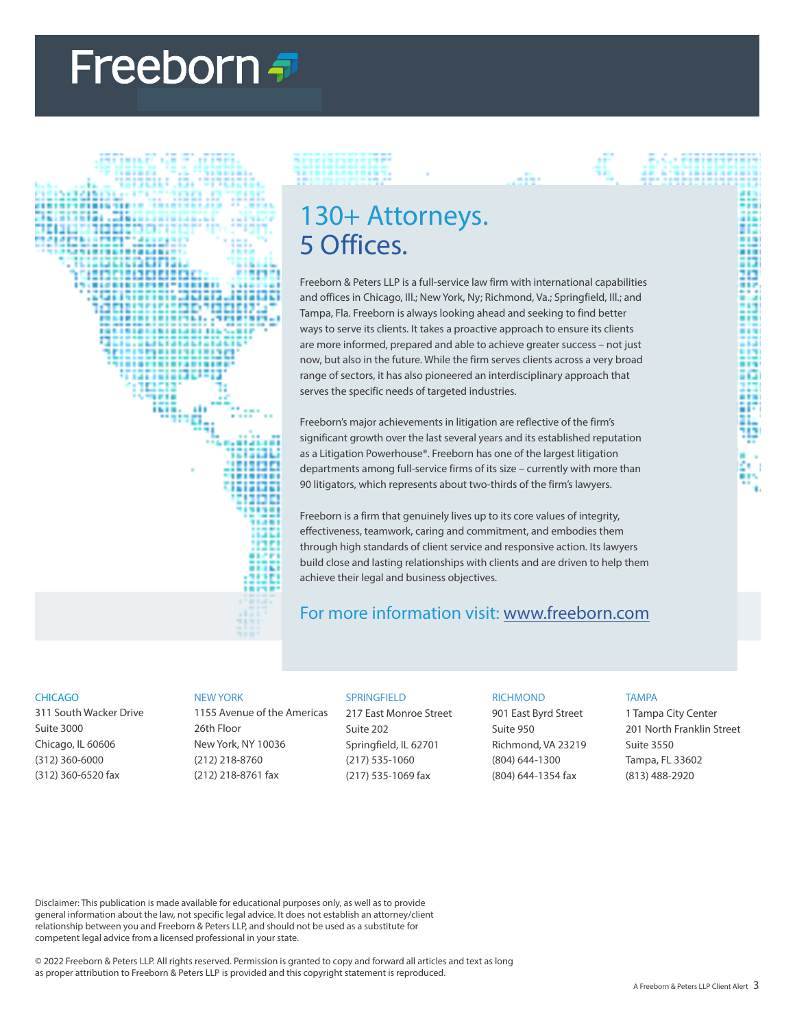# Freeborn

## 130+ Attorneys.
## 5 Offices.

Freeborn & Peters LLP is a full-service law firm with international capabilities and offices in Chicago, Ill.; New York, Ny; Richmond, Va.; Springfield, Ill.; and Tampa, Fla. Freeborn is always looking ahead and seeking to find better ways to serve its clients. It takes a proactive approach to ensure its clients are more informed, prepared and able to achieve greater success – not just now, but also in the future. While the firm serves clients across a very broad range of sectors, it has also pioneered an interdisciplinary approach that serves the specific needs of targeted industries.

Freeborn's major achievements in litigation are reflective of the firm's significant growth over the last several years and its established reputation as a Litigation Powerhouse®. Freeborn has one of the largest litigation departments among full-service firms of its size – currently with more than 90 litigators, which represents about two-thirds of the firm's lawyers.

Freeborn is a firm that genuinely lives up to its core values of integrity, effectiveness, teamwork, caring and commitment, and embodies them through high standards of client service and responsive action. Its lawyers build close and lasting relationships with clients and are driven to help them achieve their legal and business objectives.

For more information visit: [www.freeborn.com](http://www.freeborn.com)

**CHICAGO**
311 South Wacker Drive
Suite 3000
Chicago, IL 60606
(312) 360-6000
(312) 360-6520 fax

**NEW YORK**
1155 Avenue of the Americas
26th Floor
New York, NY 10036
(212) 218-8760
(212) 218-8761 fax

**SPRINGFIELD**
217 East Monroe Street
Suite 202
Springfield, IL 62701
(217) 535-1060
(217) 535-1069 fax

**RICHMOND**
901 East Byrd Street
Suite 950
Richmond, VA 23219
(804) 644-1300
(804) 644-1354 fax

**TAMPA**
1 Tampa City Center
201 North Franklin Street
Suite 3550
Tampa, FL 33602
(813) 488-2920

Disclaimer: This publication is made available for educational purposes only, as well as to provide general information about the law, not specific legal advice. It does not establish an attorney/client relationship between you and Freeborn & Peters LLP, and should not be used as a substitute for competent legal advice from a licensed professional in your state.

© 2022 Freeborn & Peters LLP. All rights reserved. Permission is granted to copy and forward all articles and text as long as proper attribution to Freeborn & Peters LLP is provided and this copyright statement is reproduced.